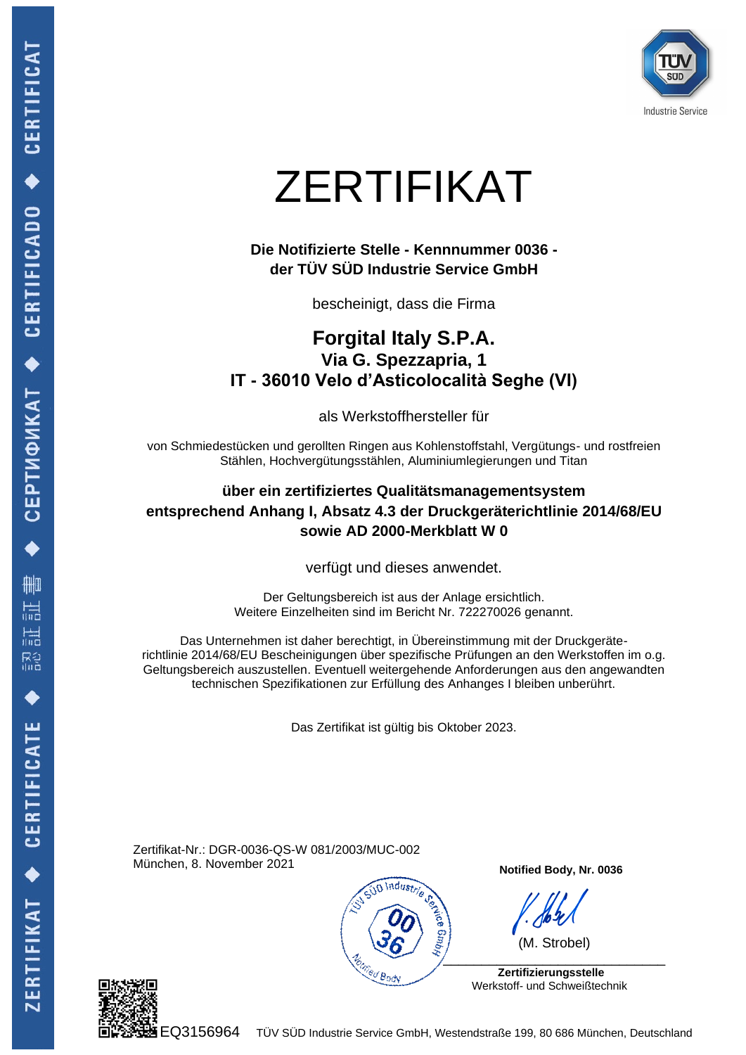# ZERTIFIKAT

**Die Notifizierte Stelle - Kennnummer 0036 -**
**der TÜV SÜD Industrie Service GmbH**

bescheinigt, dass die Firma

**Forgital Italy S.P.A.**
**Via G. Spezzapria, 1**
**IT - 36010 Velo d'Asticolocalità Seghe (VI)**

als Werkstoffhersteller für

von Schmiedestücken und gerollten Ringen aus Kohlenstoffstahl, Vergütungs- und rostfreien Stählen, Hochvergütungsstählen, Aluminiumlegierungen und Titan

**über ein zertifiziertes Qualitätsmanagementsystem**
**entsprechend Anhang I, Absatz 4.3 der Druckgeräterichtlinie 2014/68/EU**
**sowie AD 2000-Merkblatt W 0**

verfügt und dieses anwendet.

Der Geltungsbereich ist aus der Anlage ersichtlich.
Weitere Einzelheiten sind im Bericht Nr. 722270026 genannt.

Das Unternehmen ist daher berechtigt, in Übereinstimmung mit der Druckgeräterichtlinie 2014/68/EU Bescheinigungen über spezifische Prüfungen an den Werkstoffen im o.g. Geltungsbereich auszustellen. Eventuell weitergehende Anforderungen aus den angewandten technischen Spezifikationen zur Erfüllung des Anhanges I bleiben unberührt.

Das Zertifikat ist gültig bis Oktober 2023.

Zertifikat-Nr.: DGR-0036-QS-W 081/2003/MUC-002
München, 8. November 2021

**Notified Body, Nr. 0036**

(M. Strobel)

**Zertifizierungsstelle**
Werkstoff- und Schweißtechnik

EQ3156964 TÜV SÜD Industrie Service GmbH, Westendstraße 199, 80 686 München, Deutschland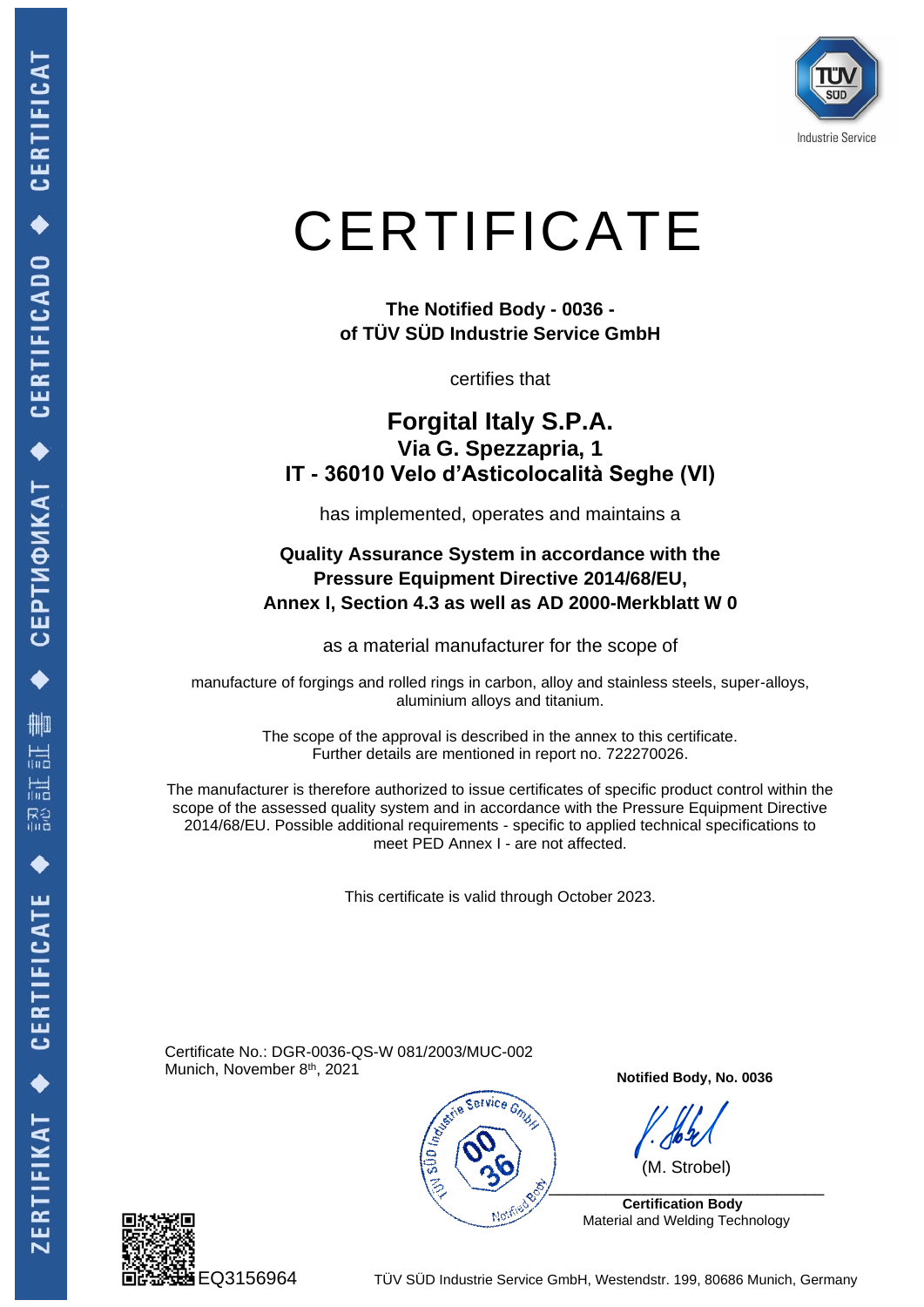# CERTIFICATE

**The Notified Body - 0036 -**
**of TÜV SÜD Industrie Service GmbH**

certifies that

## Forgital Italy S.P.A.
**Via G. Spezzapria, 1**
**IT - 36010 Velo d'Asticolocalità Seghe (VI)**

has implemented, operates and maintains a

**Quality Assurance System in accordance with the Pressure Equipment Directive 2014/68/EU, Annex I, Section 4.3 as well as AD 2000-Merkblatt W 0**

as a material manufacturer for the scope of

manufacture of forgings and rolled rings in carbon, alloy and stainless steels, super-alloys, aluminium alloys and titanium.

The scope of the approval is described in the annex to this certificate.
Further details are mentioned in report no. 722270026.

The manufacturer is therefore authorized to issue certificates of specific product control within the scope of the assessed quality system and in accordance with the Pressure Equipment Directive 2014/68/EU. Possible additional requirements - specific to applied technical specifications to meet PED Annex I - are not affected.

This certificate is valid through October 2023.

Certificate No.: DGR-0036-QS-W 081/2003/MUC-002
Munich, November 8th, 2021

**Notified Body, No. 0036**

(M. Strobel)

**Certification Body**
Material and Welding Technology

EQ3156964

TÜV SÜD Industrie Service GmbH, Westendstr. 199, 80686 Munich, Germany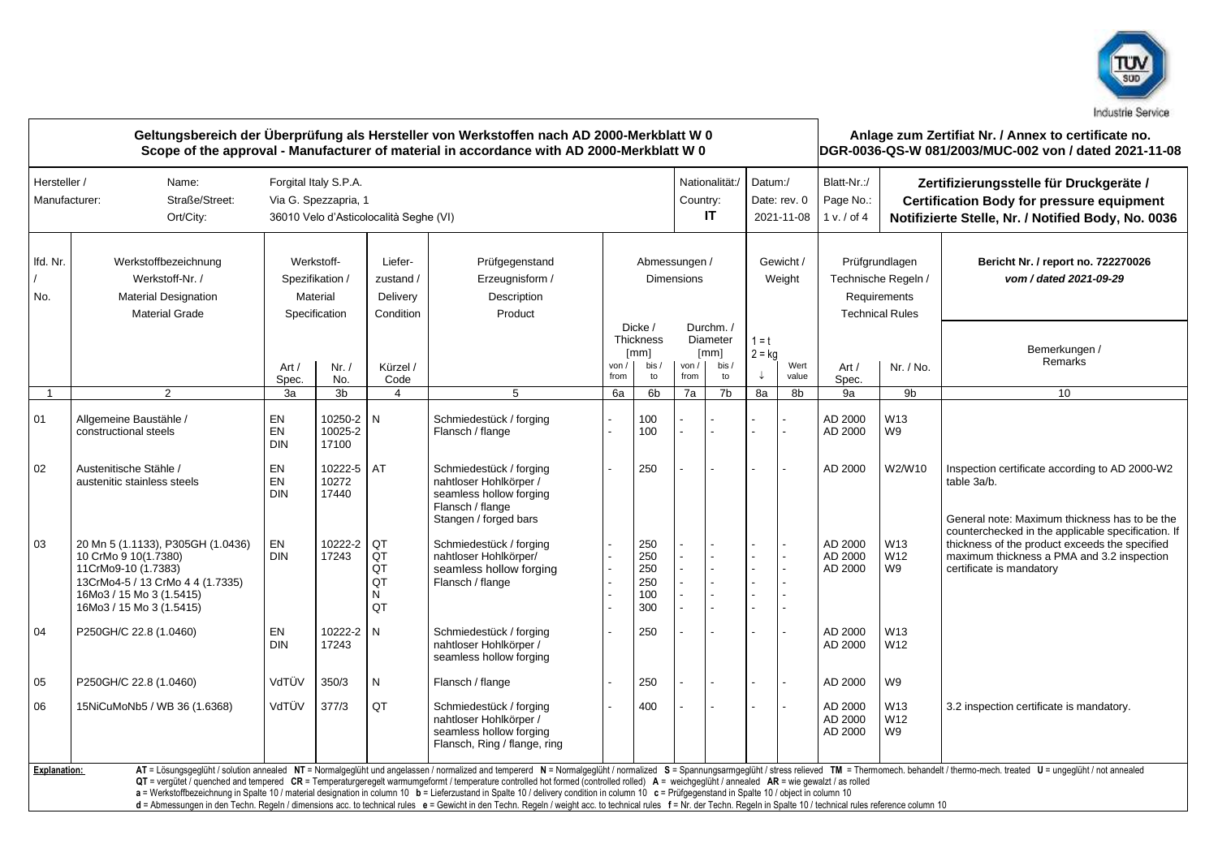TÜV SÜD Industrie Service

## Geltungsbereich der Überprüfung als Hersteller von Werkstoffen nach AD 2000-Merkblatt W 0
## Scope of the approval - Manufacturer of material in accordance with AD 2000-Merkblatt W 0

**Anlage zum Zertifiat Nr. / Annex to certificate no.**
**DGR-0036-QS-W 081/2003/MUC-002 von / dated 2021-11-08**

| Hersteller / Manufacturer: | Name: Forgital Italy S.P.A. | Nationalität:/ Country: IT | Datum:/ Date: rev. 0 2021-11-08 | Blatt-Nr.:/ Page No.: 1 v. / of 4 |
|---|---|---|---|---|
| | Straße/Street: Via G. Spezzapria, 1 | | | |
| | Ort/City: 36010 Velo d'Asticolocalità Seghe (VI) | | | |

**Zertifizierungsstelle für Druckgeräte / Certification Body for pressure equipment**
**Notifizierte Stelle, Nr. / Notified Body, No. 0036**

**Bericht Nr. / report no. 722270026**
***vom / dated 2021-09-29***

| lfd. Nr. / No. | Werkstoffbezeichnung / Werkstoff-Nr. / Material Designation / Material Grade | Werkstoff-Spezifikation / Material Specification: Art / Spec. | Nr. / No. | Liefer-zustand / Delivery Condition: Kürzel / Code | Prüfgegenstand / Erzeugnisform / Description / Product | Abmessungen / Dimensions: Dicke / Thickness [mm] von / from | bis / to | Durchm. / Diameter [mm] von / from | bis / to | Gewicht / Weight: 1 = t, 2 = kg ↓ | Wert value | Prüfgrundlagen / Technische Regeln / Requirements / Technical Rules: Art / Spec. | Nr. / No. | Bemerkungen / Remarks |
|---|---|---|---|---|---|---|---|---|---|---|---|---|---|---|
| 1 | 2 | 3a | 3b | 4 | 5 | 6a | 6b | 7a | 7b | 8a | 8b | 9a | 9b | 10 |
| 01 | Allgemeine Baustähle / constructional steels | EN<br>EN<br>DIN | 10250-2<br>10025-2<br>17100 | N | Schmiedestück / forging<br>Flansch / flange | -<br>- | 100<br>100 | -<br>- | -<br>- | -<br>- | -<br>- | AD 2000<br>AD 2000 | W13<br>W9 | |
| 02 | Austenitische Stähle / austenitic stainless steels | EN<br>EN<br>DIN | 10222-5<br>10272<br>17440 | AT | Schmiedestück / forging<br>nahtloser Hohlkörper / seamless hollow forging<br>Flansch / flange<br>Stangen / forged bars | - | 250 | - | - | - | - | AD 2000 | W2/W10 | Inspection certificate according to AD 2000-W2 table 3a/b.<br><br>General note: Maximum thickness has to be the counterchecked in the applicable specification. If thickness of the product exceeds the specified maximum thickness a PMA and 3.2 inspection certificate is mandatory |
| 03 | 20 Mn 5 (1.1133), P305GH (1.0436)<br>10 CrMo 9 10(1.7380)<br>11CrMo9-10 (1.7383)<br>13CrMo4-5 / 13 CrMo 4 4 (1.7335)<br>16Mo3 / 15 Mo 3 (1.5415)<br>16Mo3 / 15 Mo 3 (1.5415) | EN<br>DIN | 10222-2<br>17243 | QT<br>QT<br>QT<br>QT<br>N<br>QT | Schmiedestück / forging<br>nahtloser Hohlkörper/ seamless hollow forging<br>Flansch / flange | -<br>-<br>-<br>-<br>-<br>- | 250<br>250<br>250<br>250<br>100<br>300 | -<br>-<br>-<br>-<br>-<br>- | -<br>-<br>-<br>-<br>-<br>- | -<br>-<br>-<br>-<br>-<br>- | -<br>-<br>-<br>-<br>-<br>- | AD 2000<br>AD 2000<br>AD 2000 | W13<br>W12<br>W9 | |
| 04 | P250GH/C 22.8 (1.0460) | EN<br>DIN | 10222-2<br>17243 | N | Schmiedestück / forging<br>nahtloser Hohlkörper / seamless hollow forging | - | 250 | - | - | - | - | AD 2000<br>AD 2000 | W13<br>W12 | |
| 05 | P250GH/C 22.8 (1.0460) | VdTÜV | 350/3 | N | Flansch / flange | - | 250 | - | - | - | - | AD 2000 | W9 | |
| 06 | 15NiCuMoNb5 / WB 36 (1.6368) | VdTÜV | 377/3 | QT | Schmiedestück / forging<br>nahtloser Hohlkörper / seamless hollow forging<br>Flansch, Ring / flange, ring | - | 400 | - | - | - | - | AD 2000<br>AD 2000<br>AD 2000 | W13<br>W12<br>W9 | 3.2 inspection certificate is mandatory. |

**Explanation:** **AT** = Lösungsgeglüht / solution annealed **NT** = Normalgeglüht und angelassen / normalized and tempererd **N** = Normalgeglüht / normalized **S** = Spannungsarmgeglüht / stress relieved **TM** = Thermomech. behandelt / thermo-mech. treated **U** = ungeglüht / not annealed
**QT** = vergütet / quenched and tempered **CR** = Temperaturgeregelt warmumgeformt / temperature controlled hot formed (controlled rolled) **A** = weichgeglüht / annealed **AR** = wie gewalzt / as rolled
**a** = Werkstoffbezeichnung in Spalte 10 / material designation in column 10 **b** = Lieferzustand in Spalte 10 / delivery condition in column 10 **c** = Prüfgegenstand in Spalte 10 / object in column 10
**d** = Abmessungen in den Techn. Regeln / dimensions acc. to technical rules **e** = Gewicht in den Techn. Regeln / weight acc. to technical rules **f** = Nr. der Techn. Regeln in Spalte 10 / technical rules reference column 10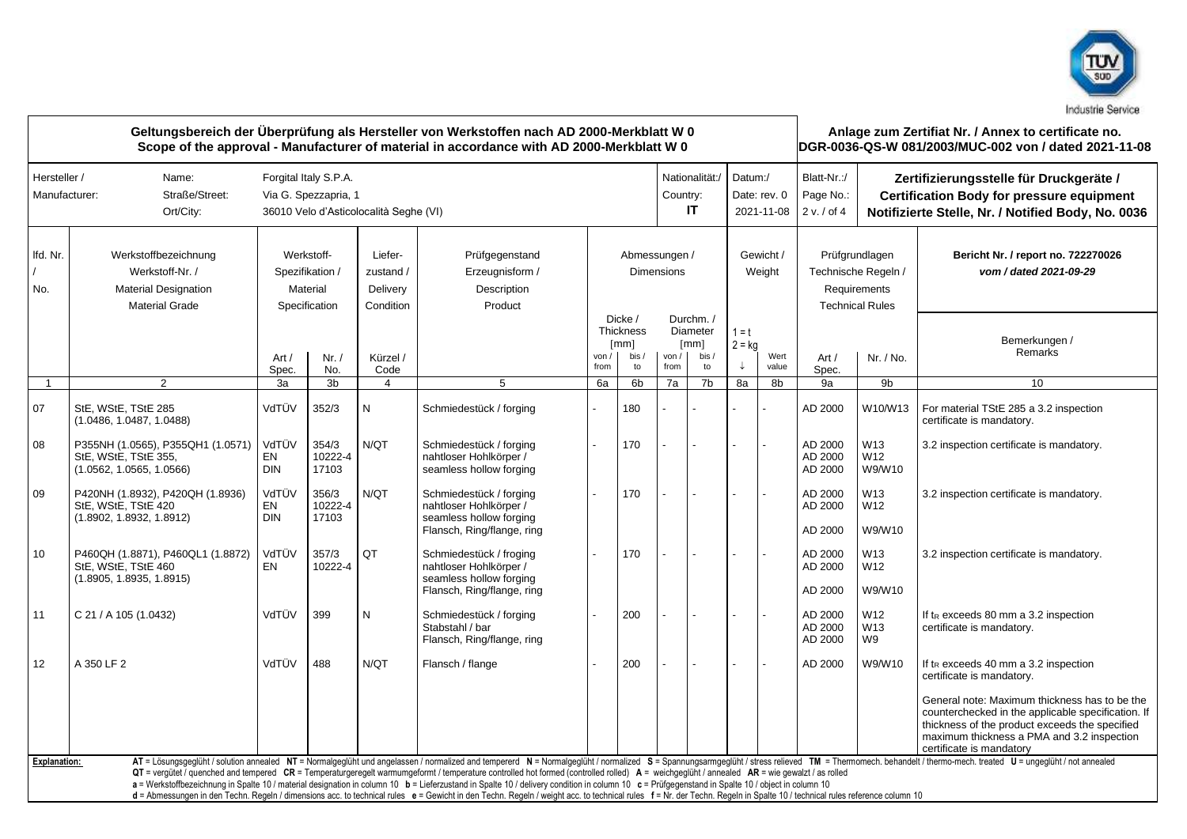Industrie Service

**Geltungsbereich der Überprüfung als Hersteller von Werkstoffen nach AD 2000-Merkblatt W 0**
**Scope of the approval - Manufacturer of material in accordance with AD 2000-Merkblatt W 0**

**Anlage zum Zertifiat Nr. / Annex to certificate no. DGR-0036-QS-W 081/2003/MUC-002 von / dated 2021-11-08**

| Hersteller / Manufacturer: | |
|---|---|
| Name: | Forgital Italy S.P.A. |
| Straße/Street: | Via G. Spezzapria, 1 |
| Ort/City: | 36010 Velo d'Asticolocalità Seghe (VI) |
| Nationalität:/ Country: | IT |
| Datum:/ Date: rev. 0 | 2021-11-08 |
| Blatt-Nr.:/ Page No.: | 2 v. / of 4 |

**Zertifizierungsstelle für Druckgeräte / Certification Body for pressure equipment Notifizierte Stelle, Nr. / Notified Body, No. 0036**

**Bericht Nr. / report no. 722270026**
***vom / dated 2021-09-29***

| lfd. Nr. / No. | Werkstoffbezeichnung / Werkstoff-Nr. / Material Designation / Material Grade | Werkstoff-Spezifikation / Material Specification | | Lieferzustand / Delivery Condition | Prüfgegenstand / Erzeugnisform / Description / Product | Abmessungen / Dimensions | | | | Gewicht / Weight | | Prüfgrundlagen / Technische Regeln / Requirements / Technical Rules | | Bemerkungen / Remarks |
|---|---|---|---|---|---|---|---|---|---|---|---|---|---|---|
| | | | | | | Dicke / Thickness [mm] | | Durchm. / Diameter [mm] | | 1 = t<br>2 = kg | | | | |
| | | Art / Spec. | Nr. / No. | Kürzel / Code | | von / from | bis / to | von / from | bis / to | ↓ | Wert value | Art / Spec. | Nr. / No. | |
| 1 | 2 | 3a | 3b | 4 | 5 | 6a | 6b | 7a | 7b | 8a | 8b | 9a | 9b | 10 |
| 07 | StE, WStE, TStE 285<br>(1.0486, 1.0487, 1.0488) | VdTÜV | 352/3 | N | Schmiedestück / forging | - | 180 | - | - | - | - | AD 2000 | W10/W13 | For material TStE 285 a 3.2 inspection certificate is mandatory. |
| 08 | P355NH (1.0565), P355QH1 (1.0571)<br>StE, WStE, TStE 355,<br>(1.0562, 1.0565, 1.0566) | VdTÜV<br>EN<br>DIN | 354/3<br>10222-4<br>17103 | N/QT | Schmiedestück / forging<br>nahtloser Hohlkörper / seamless hollow forging | - | 170 | - | - | - | - | AD 2000<br>AD 2000<br>AD 2000 | W13<br>W12<br>W9/W10 | 3.2 inspection certificate is mandatory. |
| 09 | P420NH (1.8932), P420QH (1.8936)<br>StE, WStE, TStE 420<br>(1.8902, 1.8932, 1.8912) | VdTÜV<br>EN<br>DIN | 356/3<br>10222-4<br>17103 | N/QT | Schmiedestück / forging<br>nahtloser Hohlkörper / seamless hollow forging<br>Flansch, Ring/flange, ring | - | 170 | - | - | - | - | AD 2000<br>AD 2000<br>AD 2000 | W13<br>W12<br>W9/W10 | 3.2 inspection certificate is mandatory. |
| 10 | P460QH (1.8871), P460QL1 (1.8872)<br>StE, WStE, TStE 460<br>(1.8905, 1.8935, 1.8915) | VdTÜV<br>EN | 357/3<br>10222-4 | QT | Schmiedestück / froging<br>nahtloser Hohlkörper / seamless hollow forging<br>Flansch, Ring/flange, ring | - | 170 | - | - | - | - | AD 2000<br>AD 2000<br>AD 2000 | W13<br>W12<br>W9/W10 | 3.2 inspection certificate is mandatory. |
| 11 | C 21 / A 105 (1.0432) | VdTÜV | 399 | N | Schmiedestück / forging<br>Stabstahl / bar<br>Flansch, Ring/flange, ring | - | 200 | - | - | - | - | AD 2000<br>AD 2000<br>AD 2000 | W12<br>W13<br>W9 | If $t_R$ exceeds 80 mm a 3.2 inspection certificate is mandatory. |
| 12 | A 350 LF 2 | VdTÜV | 488 | N/QT | Flansch / flange | - | 200 | - | - | - | - | AD 2000 | W9/W10 | If $t_R$ exceeds 40 mm a 3.2 inspection certificate is mandatory.<br><br>General note: Maximum thickness has to be the counterchecked in the applicable specification. If thickness of the product exceeds the specified maximum thickness a PMA and 3.2 inspection certificate is mandatory |

**Explanation:** AT = Lösungsgeglüht / solution annealed NT = Normalgeglüht und angelassen / normalized and tempererd N = Normalgeglüht / normalized S = Spannungsarmgeglüht / stress relieved TM = Thermomech. behandelt / thermo-mech. treated U = ungeglüht / not annealed QT = vergütet / quenched and tempered CR = Temperaturgeregelt warmumgeformt / temperature controlled hot formed (controlled rolled) A = weichgeglüht / annealed AR = wie gewalzt / as rolled
a = Werkstoffbezeichnung in Spalte 10 / material designation in column 10 b = Lieferzustand in Spalte 10 / delivery condition in column 10 c = Prüfgegenstand in Spalte 10 / object in column 10
d = Abmessungen in den Techn. Regeln / dimensions acc. to technical rules e = Gewicht in den Techn. Regeln / weight acc. to technical rules f = Nr. der Techn. Regeln in Spalte 10 / technical rules reference column 10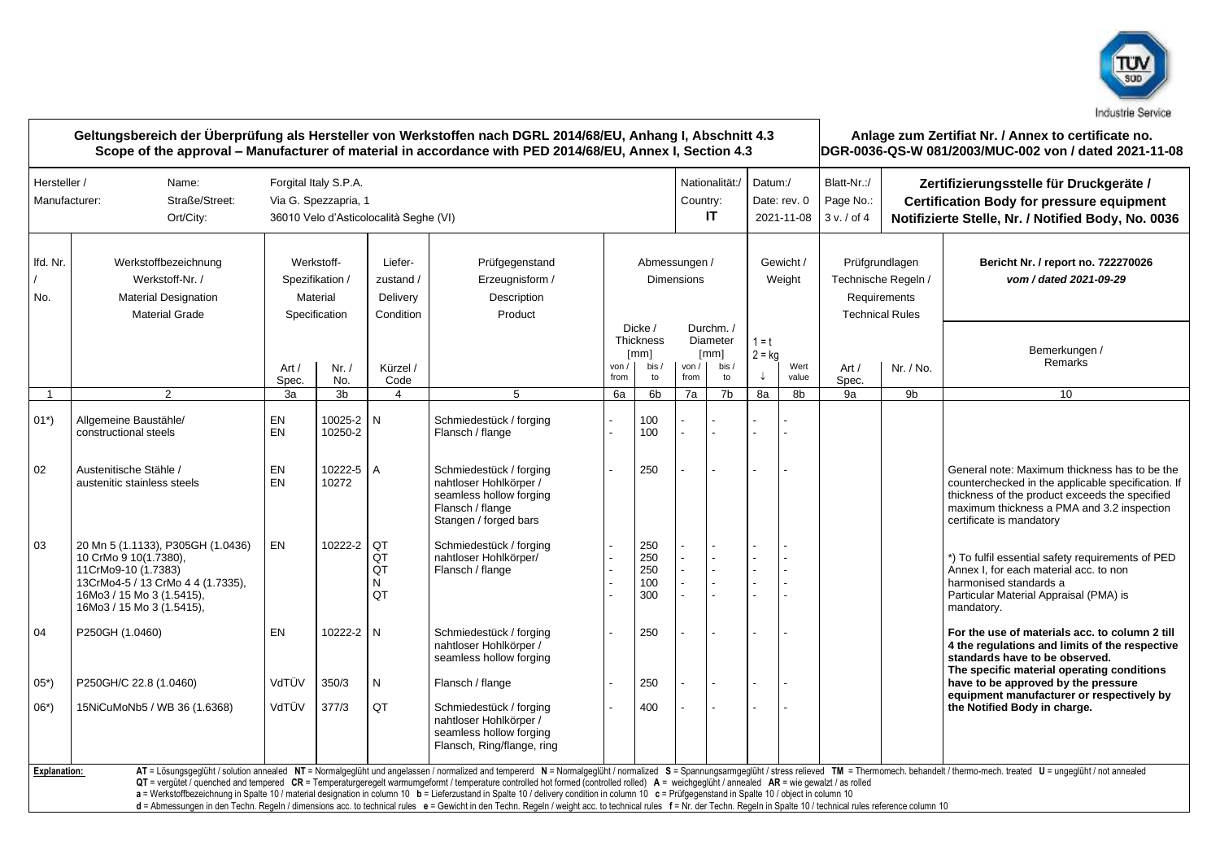Industrie Service

**Geltungsbereich der Überprüfung als Hersteller von Werkstoffen nach DGRL 2014/68/EU, Anhang I, Abschnitt 4.3**
**Scope of the approval – Manufacturer of material in accordance with PED 2014/68/EU, Annex I, Section 4.3**

**Anlage zum Zertifiat Nr. / Annex to certificate no.**
**DGR-0036-QS-W 081/2003/MUC-002 von / dated 2021-11-08**

| Hersteller / Manufacturer: | |
|---|---|
| Name: | Forgital Italy S.P.A. |
| Straße/Street: | Via G. Spezzapria, 1 |
| Ort/City: | 36010 Velo d'Asticolocalità Seghe (VI) |
| Nationalität:/ Country: | IT |
| Datum:/ Date: rev. 0 | 2021-11-08 |
| Blatt-Nr.:/ Page No.: | 3 v. / of 4 |

**Zertifizierungsstelle für Druckgeräte / Certification Body for pressure equipment Notifizierte Stelle, Nr. / Notified Body, No. 0036**

**Bericht Nr. / report no. 722270026**
***vom / dated 2021-09-29***

| lfd. Nr. / No. | Werkstoffbezeichnung / Werkstoff-Nr. / Material Designation / Material Grade | Werkstoff-Spezifikation / Material Specification | | Liefer-zustand / Delivery Condition | Prüfgegenstand / Erzeugnisform / Description / Product | Abmessungen / Dimensions | | | | Gewicht / Weight | | Prüfgrundlagen / Technische Regeln / Requirements / Technical Rules | | Bemerkungen / Remarks |
|---|---|---|---|---|---|---|---|---|---|---|---|---|---|---|
| | | | | | | Dicke / Thickness [mm] | | Durchm. / Diameter [mm] | | 1 = t / 2 = kg | | | | |
| | | Art / Spec. | Nr. / No. | Kürzel / Code | | von / from | bis / to | von / from | bis / to | ↓ | Wert value | Art / Spec. | Nr. / No. | |
| 1 | 2 | 3a | 3b | 4 | 5 | 6a | 6b | 7a | 7b | 8a | 8b | 9a | 9b | 10 |
| 01*) | Allgemeine Baustähle/ constructional steels | EN<br>EN | 10025-2<br>10250-2 | N | Schmiedestück / forging<br>Flansch / flange | -<br>- | 100<br>100 | -<br>- | -<br>- | -<br>- | -<br>- | | | |
| 02 | Austenitische Stähle / austenitic stainless steels | EN<br>EN | 10222-5<br>10272 | A | Schmiedestück / forging<br>nahtloser Hohlkörper / seamless hollow forging<br>Flansch / flange<br>Stangen / forged bars | - | 250 | - | - | - | - | | | General note: Maximum thickness has to be the counterchecked in the applicable specification. If thickness of the product exceeds the specified maximum thickness a PMA and 3.2 inspection certificate is mandatory |
| 03 | 20 Mn 5 (1.1133), P305GH (1.0436)<br>10 CrMo 9 10(1.7380),<br>11CrMo9-10 (1.7383)<br>13CrMo4-5 / 13 CrMo 4 4 (1.7335),<br>16Mo3 / 15 Mo 3 (1.5415),<br>16Mo3 / 15 Mo 3 (1.5415), | EN | 10222-2 | QT<br>QT<br>QT<br>N<br>QT | Schmiedestück / forging<br>nahtloser Hohlkörper/<br>Flansch / flange | -<br>-<br>-<br>-<br>- | 250<br>250<br>250<br>100<br>300 | -<br>-<br>-<br>-<br>- | -<br>-<br>-<br>-<br>- | -<br>-<br>-<br>-<br>- | -<br>-<br>-<br>-<br>- | | | *) To fulfil essential safety requirements of PED Annex I, for each material acc. to non harmonised standards a Particular Material Appraisal (PMA) is mandatory. |
| 04 | P250GH (1.0460) | EN | 10222-2 | N | Schmiedestück / forging<br>nahtloser Hohlkörper / seamless hollow forging | - | 250 | - | - | - | - | | | **For the use of materials acc. to column 2 till 4 the regulations and limits of the respective standards have to be observed. The specific material operating conditions have to be approved by the pressure equipment manufacturer or respectively by the Notified Body in charge.** |
| 05*) | P250GH/C 22.8 (1.0460) | VdTÜV | 350/3 | N | Flansch / flange | - | 250 | - | - | - | - | | | |
| 06*) | 15NiCuMoNb5 / WB 36 (1.6368) | VdTÜV | 377/3 | QT | Schmiedestück / forging<br>nahtloser Hohlkörper / seamless hollow forging<br>Flansch, Ring/flange, ring | - | 400 | - | - | - | - | | | |

**Explanation:** **AT** = Lösungsgeglüht / solution annealed **NT** = Normalgeglüht und angelassen / normalized and tempererd **N** = Normalgeglüht / normalized **S** = Spannungsarmgeglüht / stress relieved **TM** = Thermomech. behandelt / thermo-mech. treated **U** = ungeglüht / not annealed
**QT** = vergütet / quenched and tempered **CR** = Temperaturgeregelt warmumgeformt / temperature controlled hot formed (controlled rolled) **A** = weichgeglüht / annealed **AR** = wie gewalzt / as rolled
**a** = Werkstoffbezeichnung in Spalte 10 / material designation in column 10 **b** = Lieferzustand in Spalte 10 / delivery condition in column 10 **c** = Prüfgegenstand in Spalte 10 / object in column 10
**d** = Abmessungen in den Techn. Regeln / dimensions acc. to technical rules **e** = Gewicht in den Techn. Regeln / weight acc. to technical rules **f** = Nr. der Techn. Regeln in Spalte 10 / technical rules reference column 10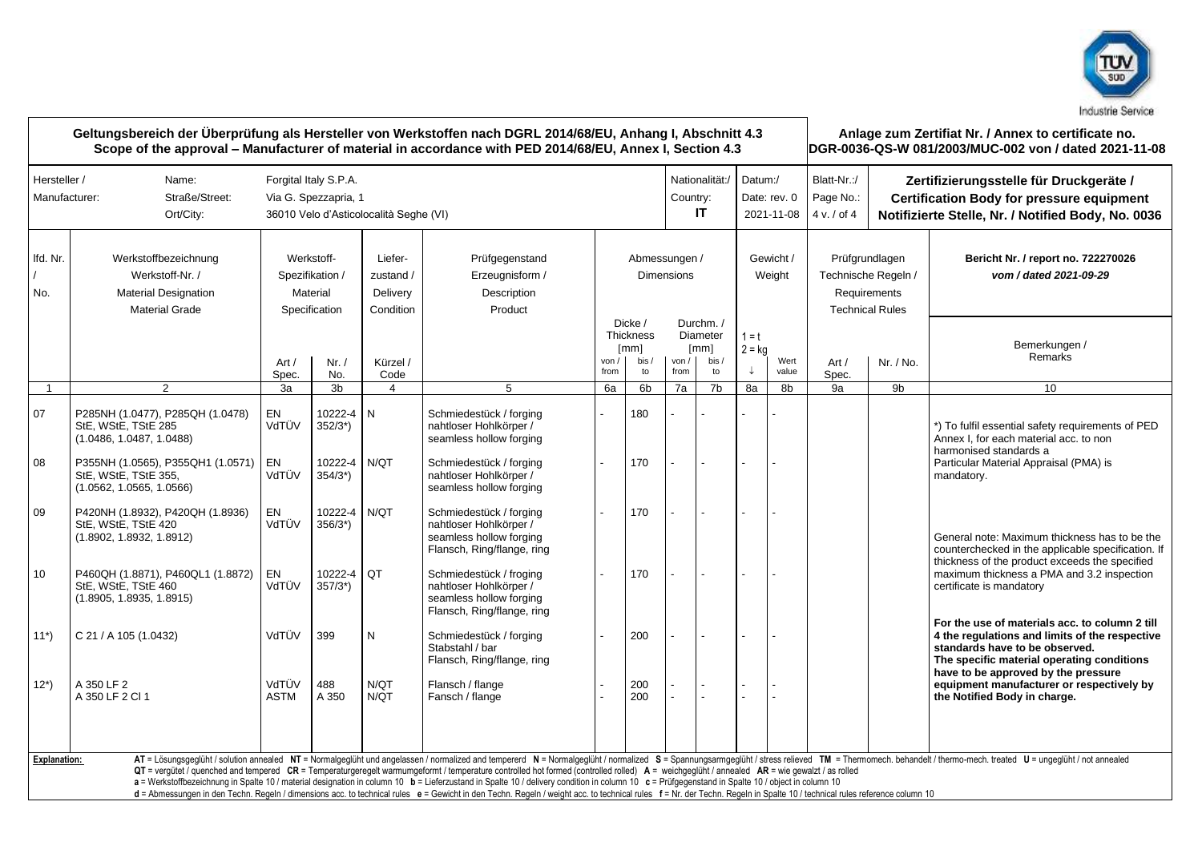TÜV SÜD Industrie Service

**Geltungsbereich der Überprüfung als Hersteller von Werkstoffen nach DGRL 2014/68/EU, Anhang I, Abschnitt 4.3**
**Scope of the approval – Manufacturer of material in accordance with PED 2014/68/EU, Annex I, Section 4.3**

**Anlage zum Zertifiat Nr. / Annex to certificate no. DGR-0036-QS-W 081/2003/MUC-002 von / dated 2021-11-08**

| Hersteller / Manufacturer: | |
|---|---|
| Name: | Forgital Italy S.P.A. |
| Straße/Street: | Via G. Spezzapria, 1 |
| Ort/City: | 36010 Velo d'Asticolocalità Seghe (VI) |
| Nationalität:/ Country: | IT |
| Datum:/ Date: rev. 0 | 2021-11-08 |
| Blatt-Nr.:/ Page No.: | 4 v. / of 4 |

**Zertifizierungsstelle für Druckgeräte / Certification Body for pressure equipment Notifizierte Stelle, Nr. / Notified Body, No. 0036**

**Bericht Nr. / report no. 722270026** *vom / dated 2021-09-29*

| lfd. Nr. / No. | Werkstoffbezeichnung / Werkstoff-Nr. / Material Designation / Material Grade | Werkstoff-Spezifikation / Material Specification: Art / Spec. | Nr. / No. | Liefer-zustand / Delivery Condition: Kürzel / Code | Prüfgegenstand / Erzeugnisform / Description / Product | Abmessungen / Dimensions: Dicke / Thickness [mm] von / from | bis / to | Durchm. / Diameter [mm] von / from | bis / to | Gewicht / Weight: 1 = t, 2 = kg ↓ | Wert value | Prüfgrundlagen / Technische Regeln / Requirements / Technical Rules: Art / Spec. | Nr. / No. | Bemerkungen / Remarks |
|---|---|---|---|---|---|---|---|---|---|---|---|---|---|---|
| 1 | 2 | 3a | 3b | 4 | 5 | 6a | 6b | 7a | 7b | 8a | 8b | 9a | 9b | 10 |
| 07 | P285NH (1.0477), P285QH (1.0478) StE, WStE, TStE 285 (1.0486, 1.0487, 1.0488) | EN VdTÜV | 10222-4 352/3*) | N | Schmiedestück / forging nahtloser Hohlkörper / seamless hollow forging | - | 180 | - | - | - | - | | | *) To fulfil essential safety requirements of PED Annex I, for each material acc. to non harmonised standards a Particular Material Appraisal (PMA) is mandatory. |
| 08 | P355NH (1.0565), P355QH1 (1.0571) StE, WStE, TStE 355, (1.0562, 1.0565, 1.0566) | EN VdTÜV | 10222-4 354/3*) | N/QT | Schmiedestück / forging nahtloser Hohlkörper / seamless hollow forging | - | 170 | - | - | - | - | | | |
| 09 | P420NH (1.8932), P420QH (1.8936) StE, WStE, TStE 420 (1.8902, 1.8932, 1.8912) | EN VdTÜV | 10222-4 356/3*) | N/QT | Schmiedestück / forging nahtloser Hohlkörper / seamless hollow forging Flansch, Ring/flange, ring | - | 170 | - | - | - | - | | | General note: Maximum thickness has to be the counterchecked in the applicable specification. If thickness of the product exceeds the specified maximum thickness a PMA and 3.2 inspection certificate is mandatory |
| 10 | P460QH (1.8871), P460QL1 (1.8872) StE, WStE, TStE 460 (1.8905, 1.8935, 1.8915) | EN VdTÜV | 10222-4 357/3*) | QT | Schmiedestück / froging nahtloser Hohlkörper / seamless hollow forging Flansch, Ring/flange, ring | - | 170 | - | - | - | - | | | |
| 11*) | C 21 / A 105 (1.0432) | VdTÜV | 399 | N | Schmiedestück / forging Stabstahl / bar Flansch, Ring/flange, ring | - | 200 | - | - | - | - | | | **For the use of materials acc. to column 2 till 4 the regulations and limits of the respective standards have to be observed. The specific material operating conditions have to be approved by the pressure equipment manufacturer or respectively by the Notified Body in charge.** |
| 12*) | A 350 LF 2 A 350 LF 2 Cl 1 | VdTÜV ASTM | 488 A 350 | N/QT N/QT | Flansch / flange Fansch / flange | - - | 200 200 | - - | - - | - - | - - | | | |

**Explanation:** **AT** = Lösungsgeglüht / solution annealed **NT** = Normalgeglüht und angelassen / normalized and tempererd **N** = Normalgeglüht / normalized **S** = Spannungsarmgeglüht / stress relieved **TM** = Thermomech. behandelt / thermo-mech. treated **U** = ungeglüht / not annealed **QT** = vergütet / quenched and tempered **CR** = Temperaturgeregelt warmumgeformt / temperature controlled hot formed (controlled rolled) **A** = weichgeglüht / annealed **AR** = wie gewalzt / as rolled
**a** = Werkstoffbezeichnung in Spalte 10 / material designation in column 10 **b** = Lieferzustand in Spalte 10 / delivery condition in column 10 **c** = Prüfgegenstand in Spalte 10 / object in column 10
**d** = Abmessungen in den Techn. Regeln / dimensions acc. to technical rules **e** = Gewicht in den Techn. Regeln / weight acc. to technical rules **f** = Nr. der Techn. Regeln in Spalte 10 / technical rules reference column 10